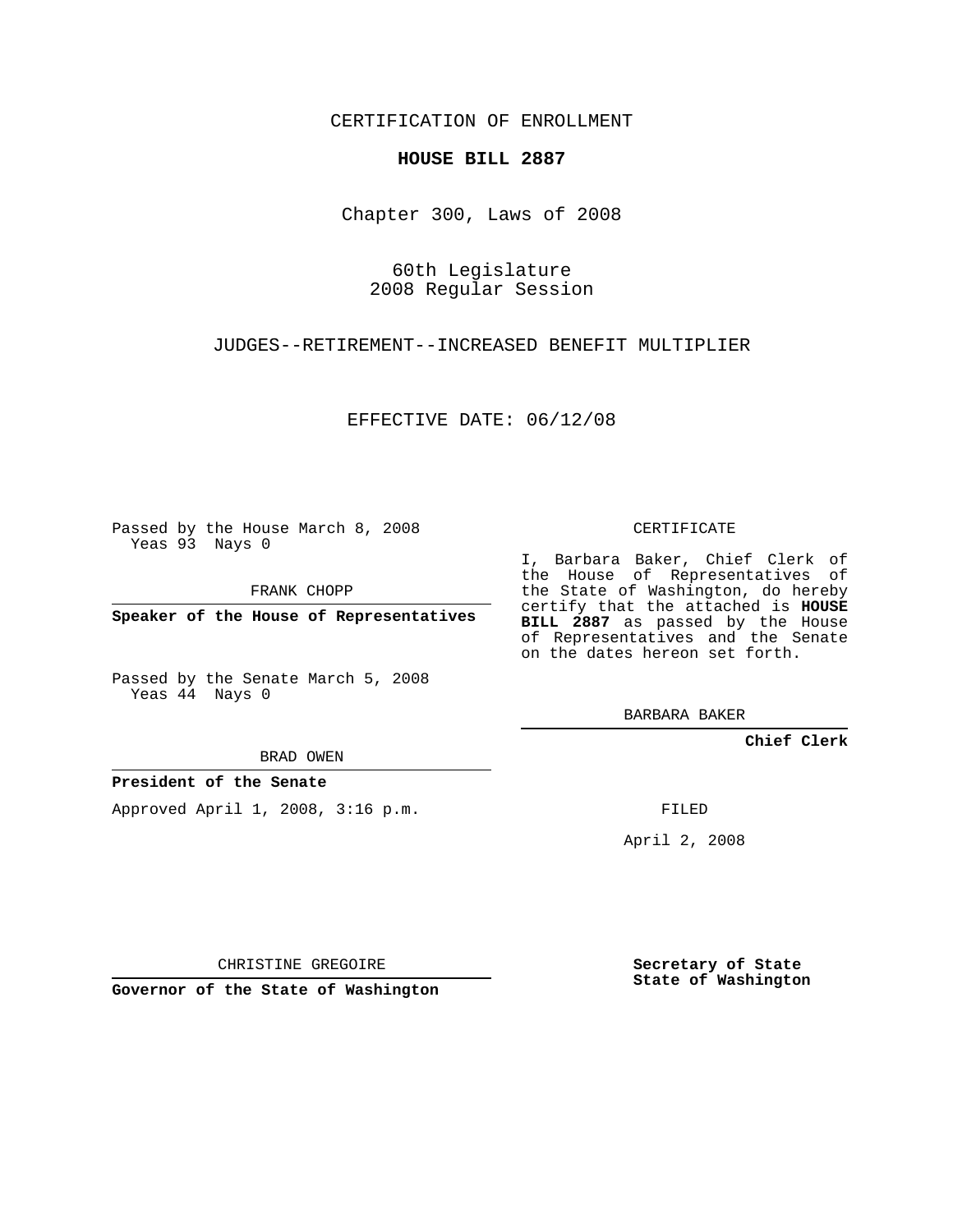CERTIFICATION OF ENROLLMENT

**HOUSE BILL 2887**

Chapter 300, Laws of 2008

60th Legislature
2008 Regular Session

JUDGES--RETIREMENT--INCREASED BENEFIT MULTIPLIER

EFFECTIVE DATE: 06/12/08

Passed by the House March 8, 2008
Yeas 93 Nays 0

FRANK CHOPP

**Speaker of the House of Representatives**

Passed by the Senate March 5, 2008
Yeas 44 Nays 0

BRAD OWEN

**President of the Senate**

Approved April 1, 2008, 3:16 p.m.

CHRISTINE GREGOIRE

**Governor of the State of Washington**

CERTIFICATE

I, Barbara Baker, Chief Clerk of the House of Representatives of the State of Washington, do hereby certify that the attached is **HOUSE BILL 2887** as passed by the House of Representatives and the Senate on the dates hereon set forth.

BARBARA BAKER

**Chief Clerk**

FILED

April 2, 2008

**Secretary of State**
**State of Washington**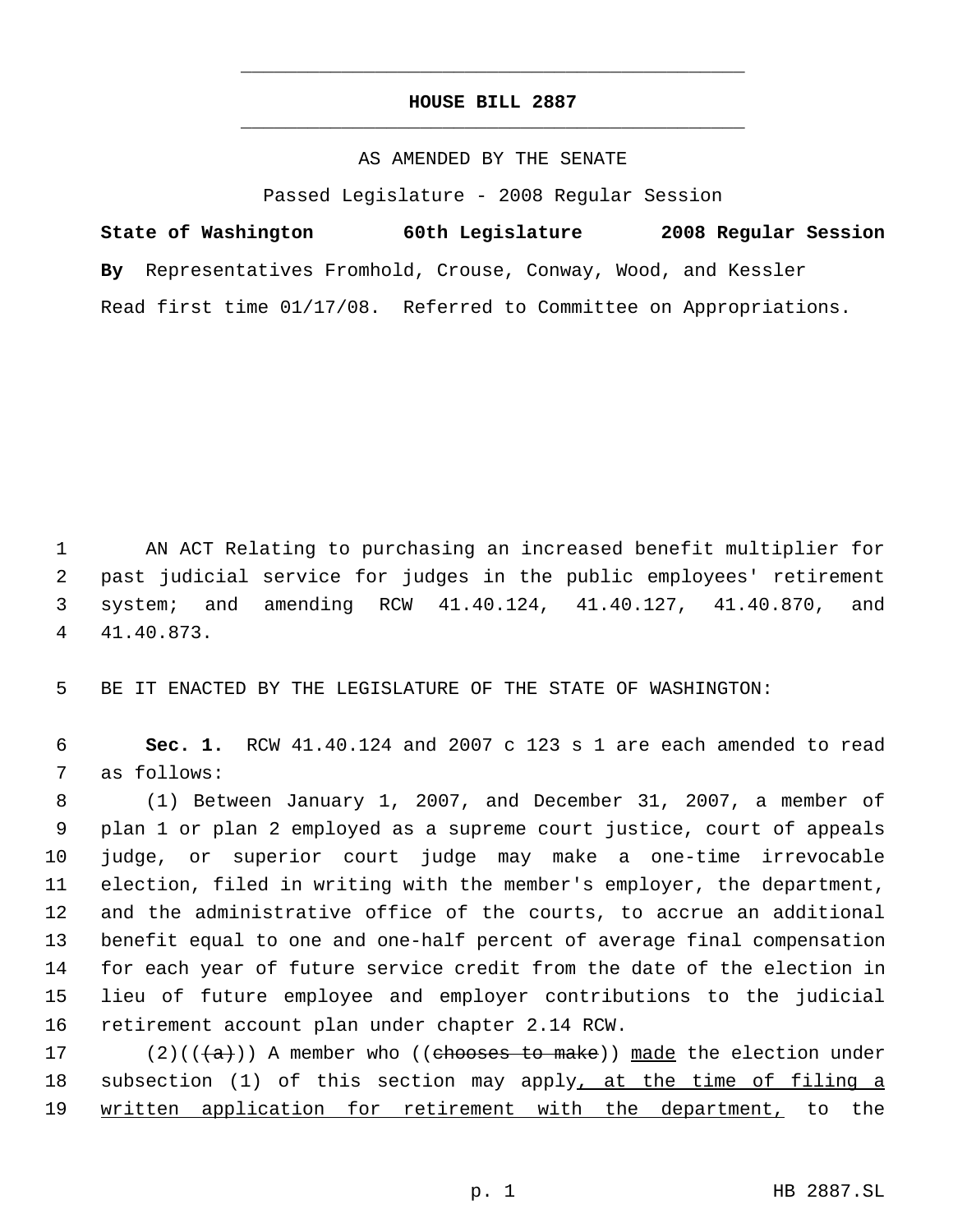# HOUSE BILL 2887

AS AMENDED BY THE SENATE

Passed Legislature - 2008 Regular Session

**State of Washington 60th Legislature 2008 Regular Session**

**By** Representatives Fromhold, Crouse, Conway, Wood, and Kessler

Read first time 01/17/08. Referred to Committee on Appropriations.

AN ACT Relating to purchasing an increased benefit multiplier for past judicial service for judges in the public employees' retirement system; and amending RCW 41.40.124, 41.40.127, 41.40.870, and 41.40.873.

BE IT ENACTED BY THE LEGISLATURE OF THE STATE OF WASHINGTON:

**Sec. 1.** RCW 41.40.124 and 2007 c 123 s 1 are each amended to read as follows:

(1) Between January 1, 2007, and December 31, 2007, a member of plan 1 or plan 2 employed as a supreme court justice, court of appeals judge, or superior court judge may make a one-time irrevocable election, filed in writing with the member's employer, the department, and the administrative office of the courts, to accrue an additional benefit equal to one and one-half percent of average final compensation for each year of future service credit from the date of the election in lieu of future employee and employer contributions to the judicial retirement account plan under chapter 2.14 RCW.

(2)((~~(a)~~)) A member who ((~~chooses to make~~)) <u>made</u> the election under subsection (1) of this section may apply<u>, at the time of filing a written application for retirement with the department,</u> to the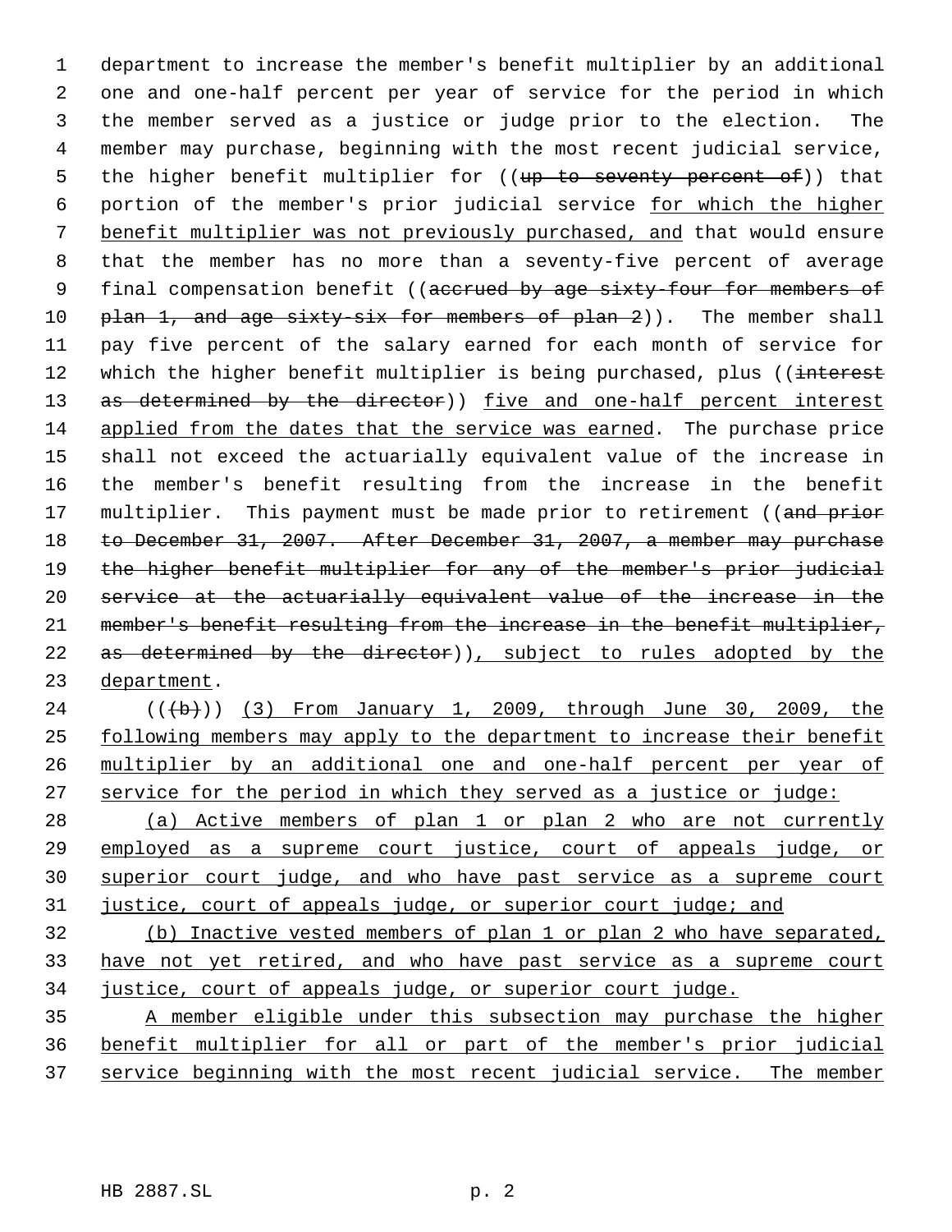department to increase the member's benefit multiplier by an additional one and one-half percent per year of service for the period in which the member served as a justice or judge prior to the election. The member may purchase, beginning with the most recent judicial service, the higher benefit multiplier for ((~~up to seventy percent of~~)) that portion of the member's prior judicial service <u>for which the higher benefit multiplier was not previously purchased, and</u> that would ensure that the member has no more than a seventy-five percent of average final compensation benefit ((~~accrued by age sixty-four for members of plan 1, and age sixty-six for members of plan 2~~)). The member shall pay five percent of the salary earned for each month of service for which the higher benefit multiplier is being purchased, plus ((~~interest as determined by the director~~)) <u>five and one-half percent interest applied from the dates that the service was earned</u>. The purchase price shall not exceed the actuarially equivalent value of the increase in the member's benefit resulting from the increase in the benefit multiplier. This payment must be made prior to retirement ((~~and prior to December 31, 2007. After December 31, 2007, a member may purchase the higher benefit multiplier for any of the member's prior judicial service at the actuarially equivalent value of the increase in the member's benefit resulting from the increase in the benefit multiplier, as determined by the director~~))<u>, subject to rules adopted by the department</u>.

((~~(b)~~)) <u>(3) From January 1, 2009, through June 30, 2009, the following members may apply to the department to increase their benefit multiplier by an additional one and one-half percent per year of service for the period in which they served as a justice or judge:</u>

<u>(a) Active members of plan 1 or plan 2 who are not currently employed as a supreme court justice, court of appeals judge, or superior court judge, and who have past service as a supreme court justice, court of appeals judge, or superior court judge; and</u>

<u>(b) Inactive vested members of plan 1 or plan 2 who have separated, have not yet retired, and who have past service as a supreme court justice, court of appeals judge, or superior court judge.</u>

<u>A member eligible under this subsection may purchase the higher benefit multiplier for all or part of the member's prior judicial service beginning with the most recent judicial service. The member</u>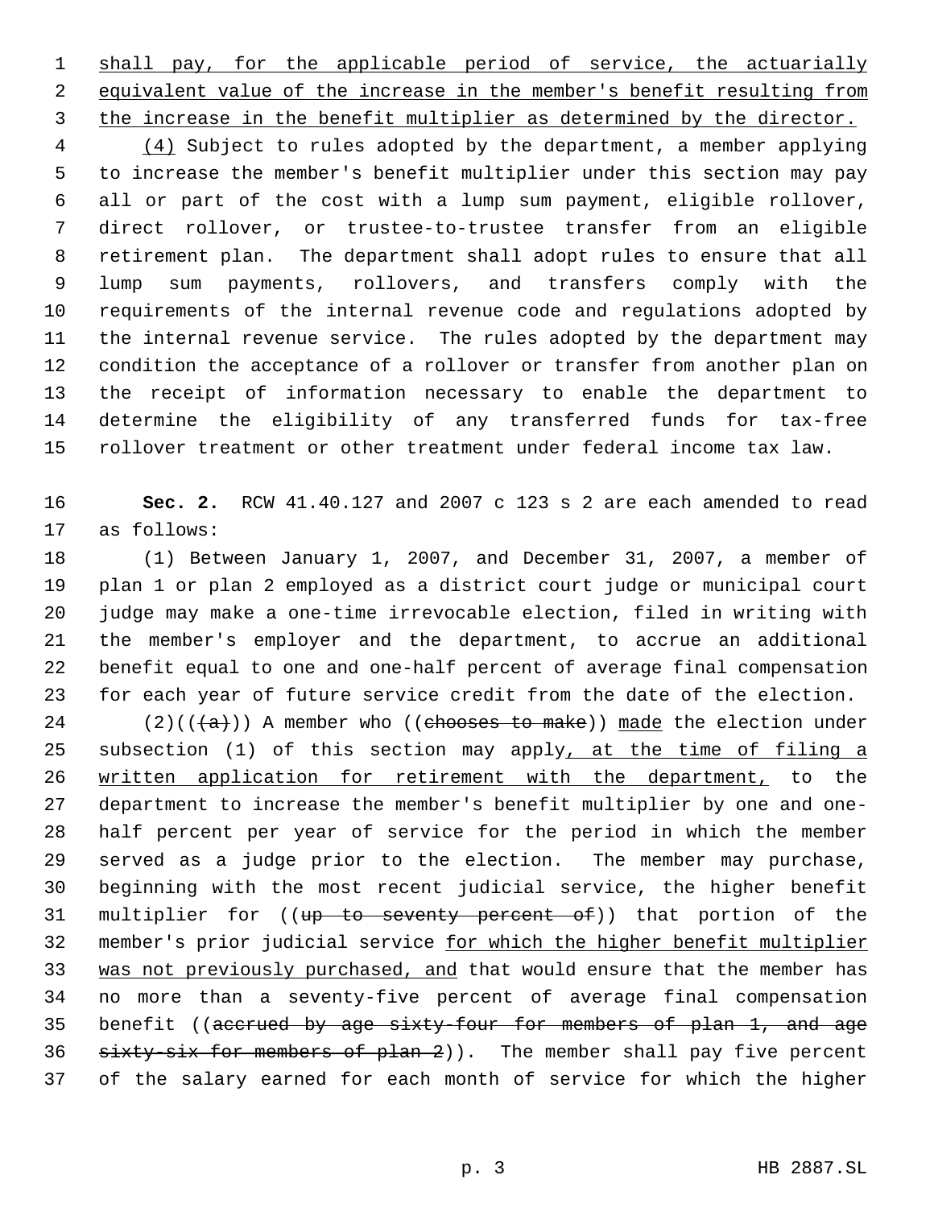shall pay, for the applicable period of service, the actuarially equivalent value of the increase in the member's benefit resulting from the increase in the benefit multiplier as determined by the director.

(4) Subject to rules adopted by the department, a member applying to increase the member's benefit multiplier under this section may pay all or part of the cost with a lump sum payment, eligible rollover, direct rollover, or trustee-to-trustee transfer from an eligible retirement plan. The department shall adopt rules to ensure that all lump sum payments, rollovers, and transfers comply with the requirements of the internal revenue code and regulations adopted by the internal revenue service. The rules adopted by the department may condition the acceptance of a rollover or transfer from another plan on the receipt of information necessary to enable the department to determine the eligibility of any transferred funds for tax-free rollover treatment or other treatment under federal income tax law.

**Sec. 2.** RCW 41.40.127 and 2007 c 123 s 2 are each amended to read as follows:

(1) Between January 1, 2007, and December 31, 2007, a member of plan 1 or plan 2 employed as a district court judge or municipal court judge may make a one-time irrevocable election, filed in writing with the member's employer and the department, to accrue an additional benefit equal to one and one-half percent of average final compensation for each year of future service credit from the date of the election.

(2)(((a))) A member who ((chooses to make)) made the election under subsection (1) of this section may apply, at the time of filing a written application for retirement with the department, to the department to increase the member's benefit multiplier by one and one-half percent per year of service for the period in which the member served as a judge prior to the election. The member may purchase, beginning with the most recent judicial service, the higher benefit multiplier for ((up to seventy percent of)) that portion of the member's prior judicial service for which the higher benefit multiplier was not previously purchased, and that would ensure that the member has no more than a seventy-five percent of average final compensation benefit ((accrued by age sixty-four for members of plan 1, and age sixty-six for members of plan 2)). The member shall pay five percent of the salary earned for each month of service for which the higher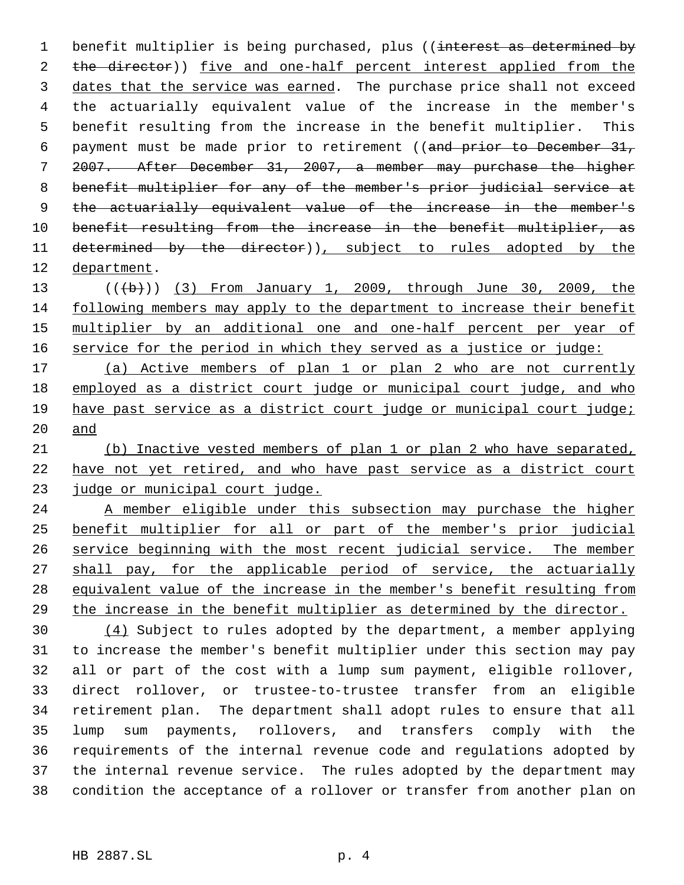benefit multiplier is being purchased, plus ((~~interest as determined by the director~~)) five and one-half percent interest applied from the dates that the service was earned. The purchase price shall not exceed the actuarially equivalent value of the increase in the member's benefit resulting from the increase in the benefit multiplier. This payment must be made prior to retirement ((~~and prior to December 31, 2007. After December 31, 2007, a member may purchase the higher benefit multiplier for any of the member's prior judicial service at the actuarially equivalent value of the increase in the member's benefit resulting from the increase in the benefit multiplier, as determined by the director~~)), subject to rules adopted by the department.

((~~(b)~~)) (3) From January 1, 2009, through June 30, 2009, the following members may apply to the department to increase their benefit multiplier by an additional one and one-half percent per year of service for the period in which they served as a justice or judge:

(a) Active members of plan 1 or plan 2 who are not currently employed as a district court judge or municipal court judge, and who have past service as a district court judge or municipal court judge; and

(b) Inactive vested members of plan 1 or plan 2 who have separated, have not yet retired, and who have past service as a district court judge or municipal court judge.

A member eligible under this subsection may purchase the higher benefit multiplier for all or part of the member's prior judicial service beginning with the most recent judicial service. The member shall pay, for the applicable period of service, the actuarially equivalent value of the increase in the member's benefit resulting from the increase in the benefit multiplier as determined by the director.

(4) Subject to rules adopted by the department, a member applying to increase the member's benefit multiplier under this section may pay all or part of the cost with a lump sum payment, eligible rollover, direct rollover, or trustee-to-trustee transfer from an eligible retirement plan. The department shall adopt rules to ensure that all lump sum payments, rollovers, and transfers comply with the requirements of the internal revenue code and regulations adopted by the internal revenue service. The rules adopted by the department may condition the acceptance of a rollover or transfer from another plan on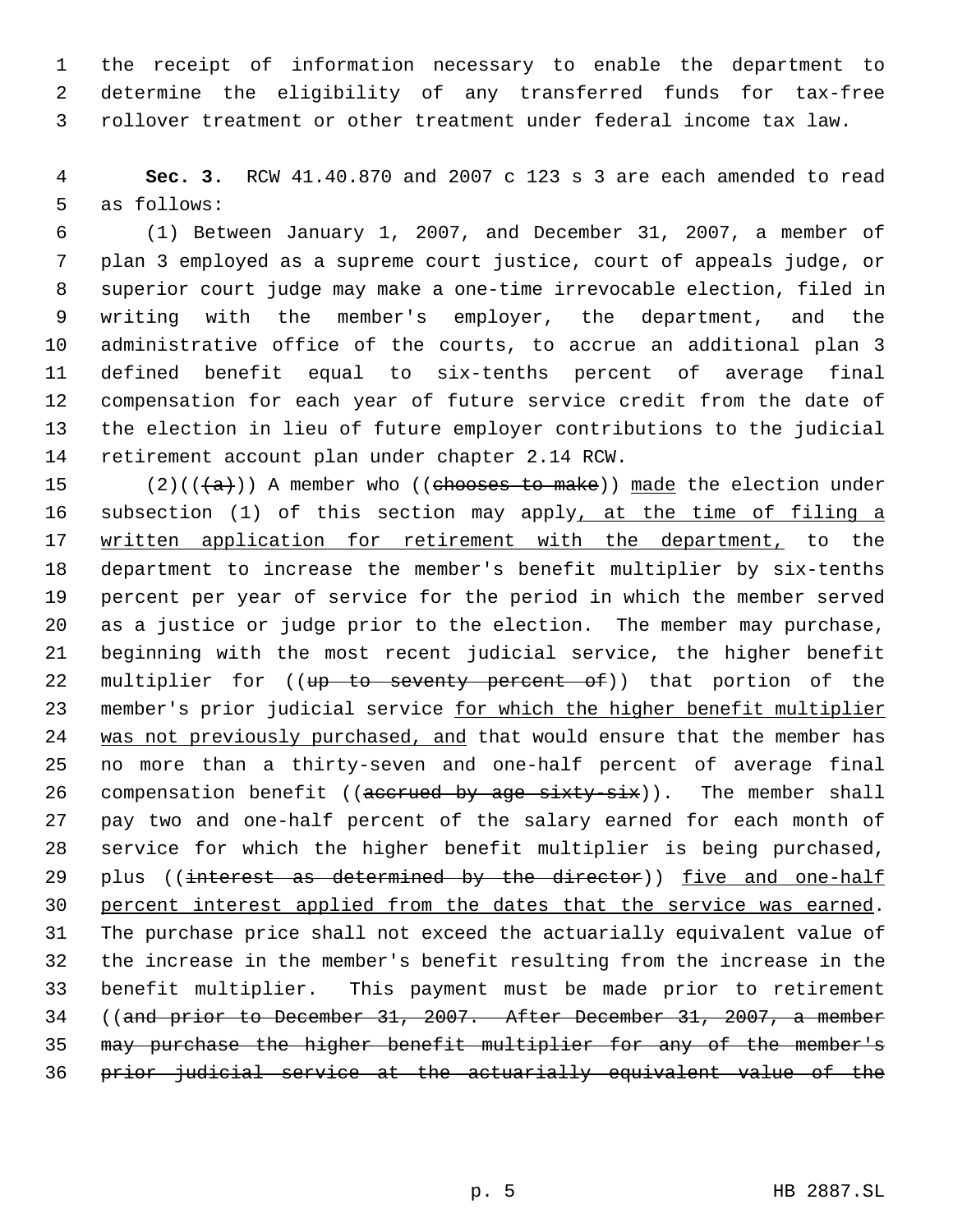the receipt of information necessary to enable the department to determine the eligibility of any transferred funds for tax-free rollover treatment or other treatment under federal income tax law.

**Sec. 3.** RCW 41.40.870 and 2007 c 123 s 3 are each amended to read as follows:

(1) Between January 1, 2007, and December 31, 2007, a member of plan 3 employed as a supreme court justice, court of appeals judge, or superior court judge may make a one-time irrevocable election, filed in writing with the member's employer, the department, and the administrative office of the courts, to accrue an additional plan 3 defined benefit equal to six-tenths percent of average final compensation for each year of future service credit from the date of the election in lieu of future employer contributions to the judicial retirement account plan under chapter 2.14 RCW.

(2)((~~(a)~~)) A member who ((~~chooses to make~~)) made the election under subsection (1) of this section may apply, at the time of filing a written application for retirement with the department, to the department to increase the member's benefit multiplier by six-tenths percent per year of service for the period in which the member served as a justice or judge prior to the election. The member may purchase, beginning with the most recent judicial service, the higher benefit multiplier for ((~~up to seventy percent of~~)) that portion of the member's prior judicial service for which the higher benefit multiplier was not previously purchased, and that would ensure that the member has no more than a thirty-seven and one-half percent of average final compensation benefit ((~~accrued by age sixty-six~~)). The member shall pay two and one-half percent of the salary earned for each month of service for which the higher benefit multiplier is being purchased, plus ((~~interest as determined by the director~~)) five and one-half percent interest applied from the dates that the service was earned. The purchase price shall not exceed the actuarially equivalent value of the increase in the member's benefit resulting from the increase in the benefit multiplier. This payment must be made prior to retirement ((~~and prior to December 31, 2007. After December 31, 2007, a member may purchase the higher benefit multiplier for any of the member's prior judicial service at the actuarially equivalent value of the~~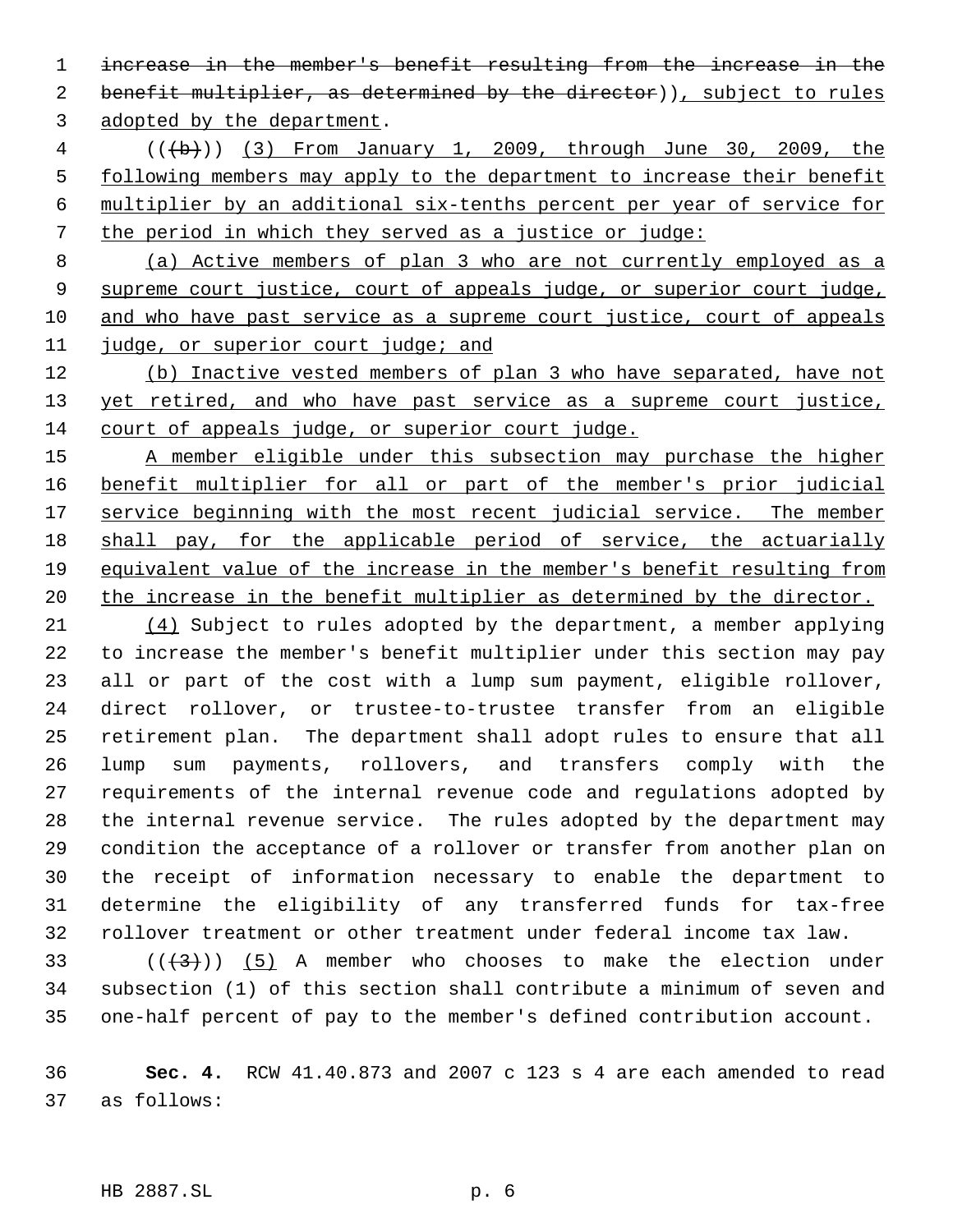~~increase in the member's benefit resulting from the increase in the benefit multiplier, as determined by the director~~)), subject to rules adopted by the department.

((~~(b)~~)) (3) From January 1, 2009, through June 30, 2009, the following members may apply to the department to increase their benefit multiplier by an additional six-tenths percent per year of service for the period in which they served as a justice or judge:

(a) Active members of plan 3 who are not currently employed as a supreme court justice, court of appeals judge, or superior court judge, and who have past service as a supreme court justice, court of appeals judge, or superior court judge; and

(b) Inactive vested members of plan 3 who have separated, have not yet retired, and who have past service as a supreme court justice, court of appeals judge, or superior court judge.

A member eligible under this subsection may purchase the higher benefit multiplier for all or part of the member's prior judicial service beginning with the most recent judicial service. The member shall pay, for the applicable period of service, the actuarially equivalent value of the increase in the member's benefit resulting from the increase in the benefit multiplier as determined by the director.

(4) Subject to rules adopted by the department, a member applying to increase the member's benefit multiplier under this section may pay all or part of the cost with a lump sum payment, eligible rollover, direct rollover, or trustee-to-trustee transfer from an eligible retirement plan. The department shall adopt rules to ensure that all lump sum payments, rollovers, and transfers comply with the requirements of the internal revenue code and regulations adopted by the internal revenue service. The rules adopted by the department may condition the acceptance of a rollover or transfer from another plan on the receipt of information necessary to enable the department to determine the eligibility of any transferred funds for tax-free rollover treatment or other treatment under federal income tax law.

((~~(3)~~)) (5) A member who chooses to make the election under subsection (1) of this section shall contribute a minimum of seven and one-half percent of pay to the member's defined contribution account.

**Sec. 4.** RCW 41.40.873 and 2007 c 123 s 4 are each amended to read as follows: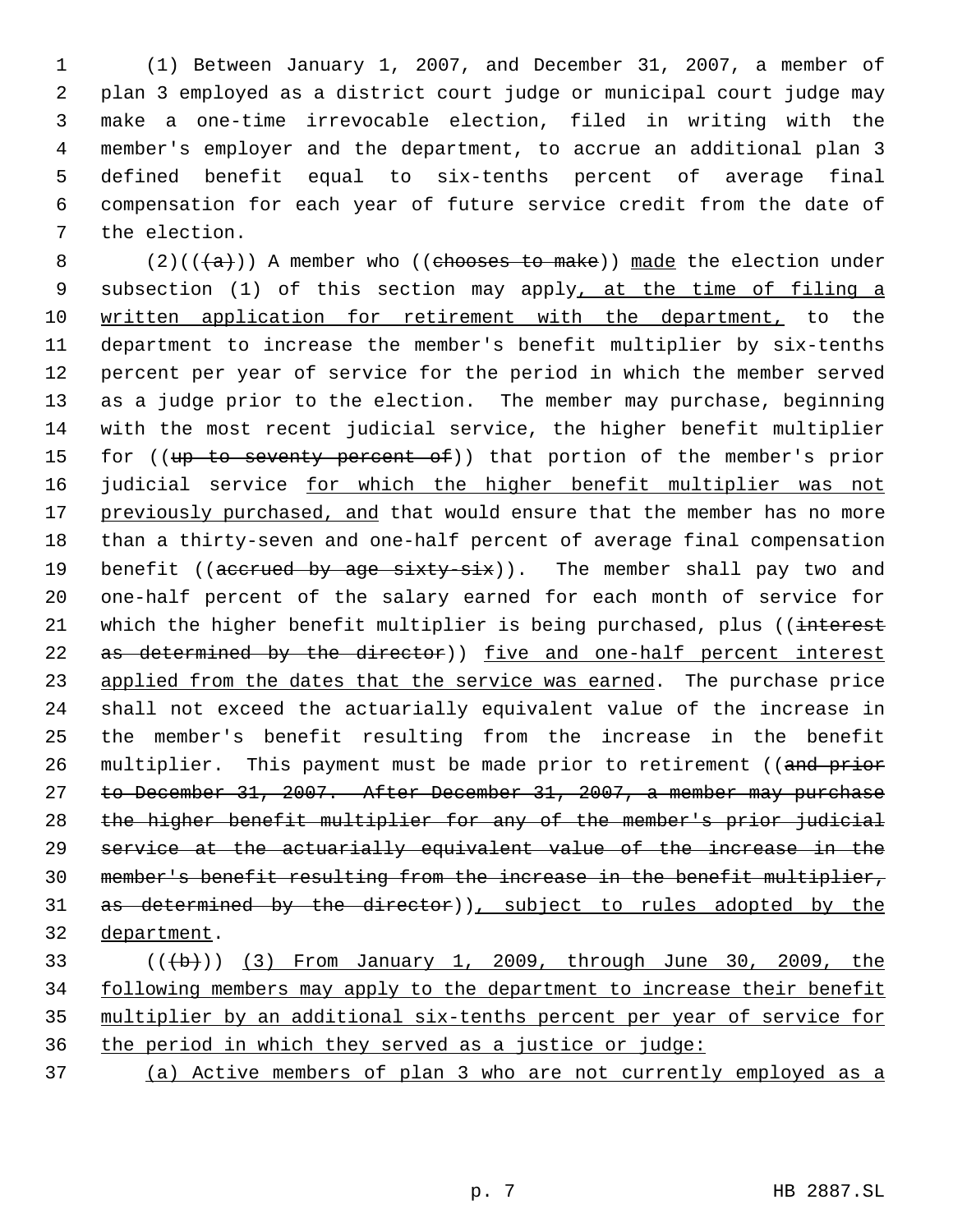(1) Between January 1, 2007, and December 31, 2007, a member of plan 3 employed as a district court judge or municipal court judge may make a one-time irrevocable election, filed in writing with the member's employer and the department, to accrue an additional plan 3 defined benefit equal to six-tenths percent of average final compensation for each year of future service credit from the date of the election.

(2)((~~(a)~~)) A member who ((~~chooses to make~~)) made the election under subsection (1) of this section may apply, at the time of filing a written application for retirement with the department, to the department to increase the member's benefit multiplier by six-tenths percent per year of service for the period in which the member served as a judge prior to the election. The member may purchase, beginning with the most recent judicial service, the higher benefit multiplier for ((~~up to seventy percent of~~)) that portion of the member's prior judicial service for which the higher benefit multiplier was not previously purchased, and that would ensure that the member has no more than a thirty-seven and one-half percent of average final compensation benefit ((~~accrued by age sixty-six~~)). The member shall pay two and one-half percent of the salary earned for each month of service for which the higher benefit multiplier is being purchased, plus ((~~interest as determined by the director~~)) five and one-half percent interest applied from the dates that the service was earned. The purchase price shall not exceed the actuarially equivalent value of the increase in the member's benefit resulting from the increase in the benefit multiplier. This payment must be made prior to retirement ((~~and prior to December 31, 2007. After December 31, 2007, a member may purchase the higher benefit multiplier for any of the member's prior judicial service at the actuarially equivalent value of the increase in the member's benefit resulting from the increase in the benefit multiplier, as determined by the director~~)), subject to rules adopted by the department.

((~~(b)~~)) (3) From January 1, 2009, through June 30, 2009, the following members may apply to the department to increase their benefit multiplier by an additional six-tenths percent per year of service for the period in which they served as a justice or judge:

(a) Active members of plan 3 who are not currently employed as a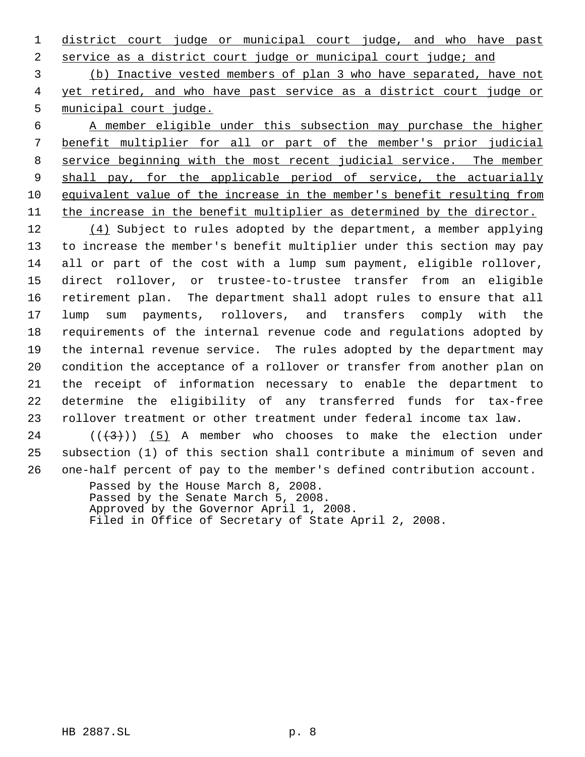district court judge or municipal court judge, and who have past service as a district court judge or municipal court judge; and

(b) Inactive vested members of plan 3 who have separated, have not yet retired, and who have past service as a district court judge or municipal court judge.

A member eligible under this subsection may purchase the higher benefit multiplier for all or part of the member's prior judicial service beginning with the most recent judicial service. The member shall pay, for the applicable period of service, the actuarially equivalent value of the increase in the member's benefit resulting from the increase in the benefit multiplier as determined by the director.

(4) Subject to rules adopted by the department, a member applying to increase the member's benefit multiplier under this section may pay all or part of the cost with a lump sum payment, eligible rollover, direct rollover, or trustee-to-trustee transfer from an eligible retirement plan. The department shall adopt rules to ensure that all lump sum payments, rollovers, and transfers comply with the requirements of the internal revenue code and regulations adopted by the internal revenue service. The rules adopted by the department may condition the acceptance of a rollover or transfer from another plan on the receipt of information necessary to enable the department to determine the eligibility of any transferred funds for tax-free rollover treatment or other treatment under federal income tax law.

~~((3))~~ (5) A member who chooses to make the election under subsection (1) of this section shall contribute a minimum of seven and one-half percent of pay to the member's defined contribution account.

Passed by the House March 8, 2008.
Passed by the Senate March 5, 2008.
Approved by the Governor April 1, 2008.
Filed in Office of Secretary of State April 2, 2008.